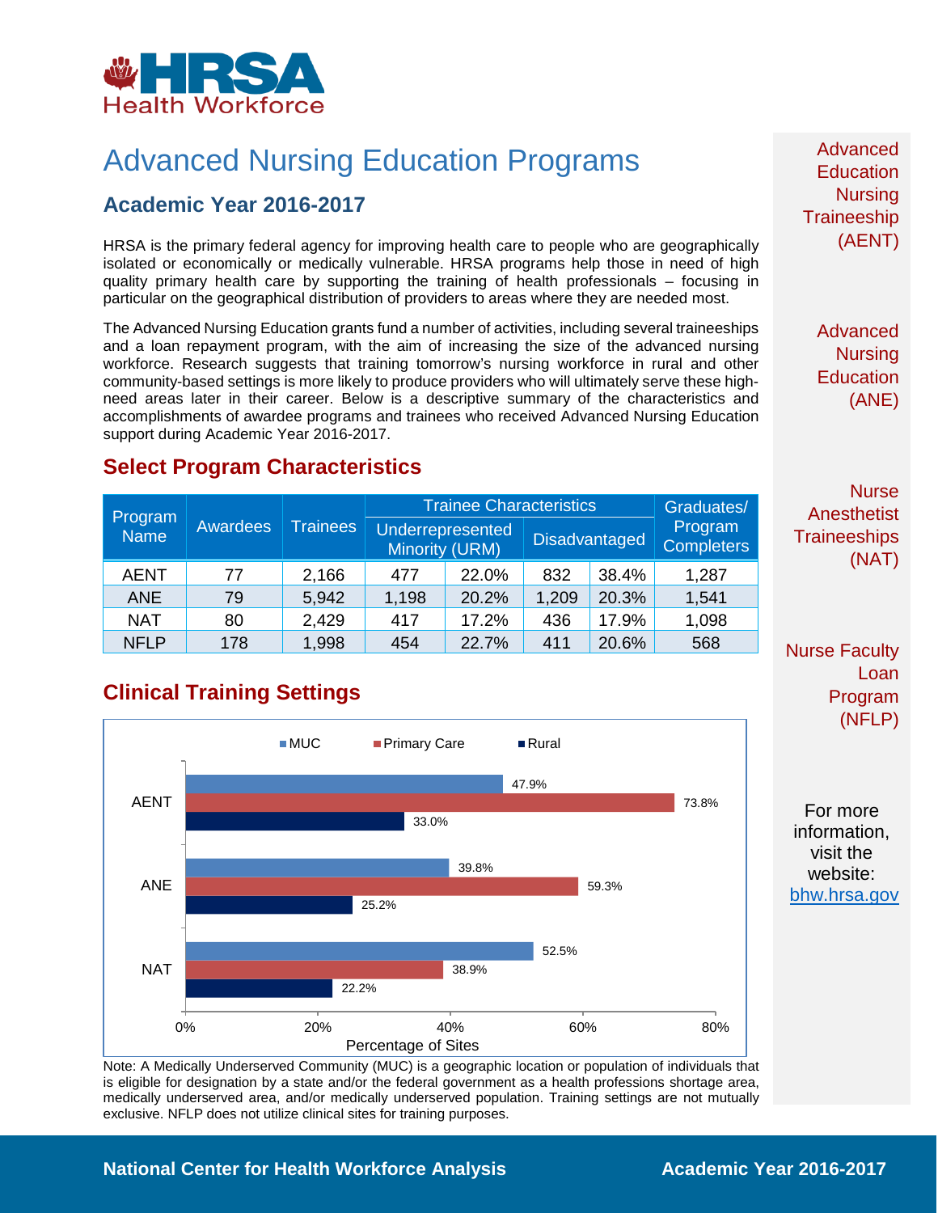HRSA Health Workforce

# Advanced Nursing Education Programs

## Academic Year 2016-2017

HRSA is the primary federal agency for improving health care to people who are geographically isolated or economically or medically vulnerable. HRSA programs help those in need of high quality primary health care by supporting the training of health professionals – focusing in particular on the geographical distribution of providers to areas where they are needed most.

The Advanced Nursing Education grants fund a number of activities, including several traineeships and a loan repayment program, with the aim of increasing the size of the advanced nursing workforce. Research suggests that training tomorrow's nursing workforce in rural and other community-based settings is more likely to produce providers who will ultimately serve these high-need areas later in their career. Below is a descriptive summary of the characteristics and accomplishments of awardee programs and trainees who received Advanced Nursing Education support during Academic Year 2016-2017.

## Select Program Characteristics

| Program Name | Awardees | Trainees | Trainee Characteristics | | | | Graduates/ Program Completers |
|---|---|---|---|---|---|---|---|
| | | | Underrepresented Minority (URM) | | Disadvantaged | | |
| AENT | 77 | 2,166 | 477 | 22.0% | 832 | 38.4% | 1,287 |
| ANE | 79 | 5,942 | 1,198 | 20.2% | 1,209 | 20.3% | 1,541 |
| NAT | 80 | 2,429 | 417 | 17.2% | 436 | 17.9% | 1,098 |
| NFLP | 178 | 1,998 | 454 | 22.7% | 411 | 20.6% | 568 |

## Clinical Training Settings

| Program | MUC | Primary Care | Rural |
|---|---|---|---|
| AENT | 47.9% | 73.8% | 33.0% |
| ANE | 39.8% | 59.3% | 25.2% |
| NAT | 52.5% | 38.9% | 22.2% |

Percentage of Sites

Note: A Medically Underserved Community (MUC) is a geographic location or population of individuals that is eligible for designation by a state and/or the federal government as a health professions shortage area, medically underserved area, and/or medically underserved population. Training settings are not mutually exclusive. NFLP does not utilize clinical sites for training purposes.

Advanced Education Nursing Traineeship (AENT)

Advanced Nursing Education (ANE)

Nurse Anesthetist Traineeships (NAT)

Nurse Faculty Loan Program (NFLP)

For more information, visit the website: bhw.hrsa.gov

National Center for Health Workforce Analysis

Academic Year 2016-2017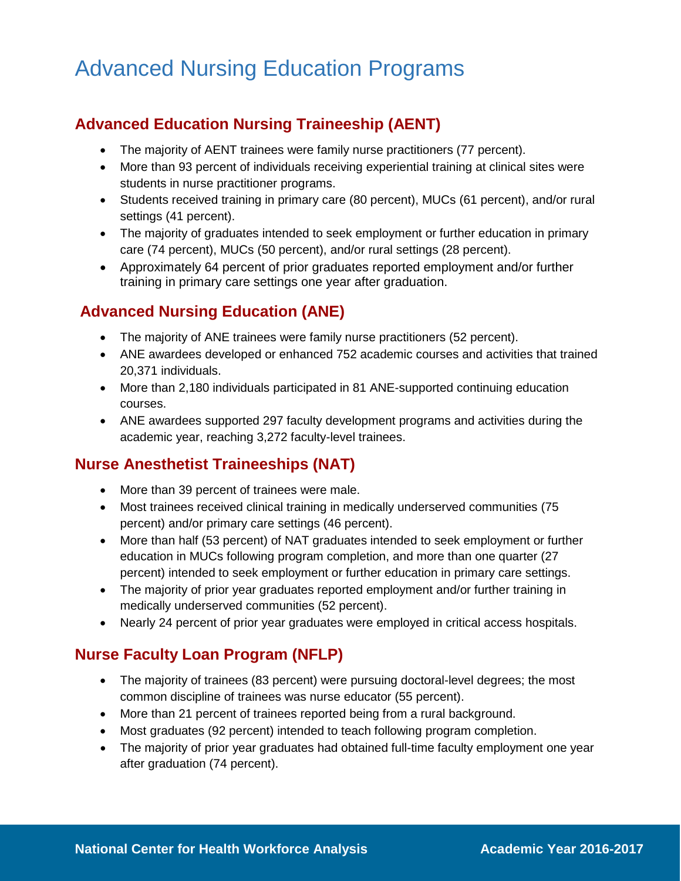# Advanced Nursing Education Programs

## Advanced Education Nursing Traineeship (AENT)

- The majority of AENT trainees were family nurse practitioners (77 percent).
- More than 93 percent of individuals receiving experiential training at clinical sites were students in nurse practitioner programs.
- Students received training in primary care (80 percent), MUCs (61 percent), and/or rural settings (41 percent).
- The majority of graduates intended to seek employment or further education in primary care (74 percent), MUCs (50 percent), and/or rural settings (28 percent).
- Approximately 64 percent of prior graduates reported employment and/or further training in primary care settings one year after graduation.

## Advanced Nursing Education (ANE)

- The majority of ANE trainees were family nurse practitioners (52 percent).
- ANE awardees developed or enhanced 752 academic courses and activities that trained 20,371 individuals.
- More than 2,180 individuals participated in 81 ANE-supported continuing education courses.
- ANE awardees supported 297 faculty development programs and activities during the academic year, reaching 3,272 faculty-level trainees.

## Nurse Anesthetist Traineeships (NAT)

- More than 39 percent of trainees were male.
- Most trainees received clinical training in medically underserved communities (75 percent) and/or primary care settings (46 percent).
- More than half (53 percent) of NAT graduates intended to seek employment or further education in MUCs following program completion, and more than one quarter (27 percent) intended to seek employment or further education in primary care settings.
- The majority of prior year graduates reported employment and/or further training in medically underserved communities (52 percent).
- Nearly 24 percent of prior year graduates were employed in critical access hospitals.

## Nurse Faculty Loan Program (NFLP)

- The majority of trainees (83 percent) were pursuing doctoral-level degrees; the most common discipline of trainees was nurse educator (55 percent).
- More than 21 percent of trainees reported being from a rural background.
- Most graduates (92 percent) intended to teach following program completion.
- The majority of prior year graduates had obtained full-time faculty employment one year after graduation (74 percent).